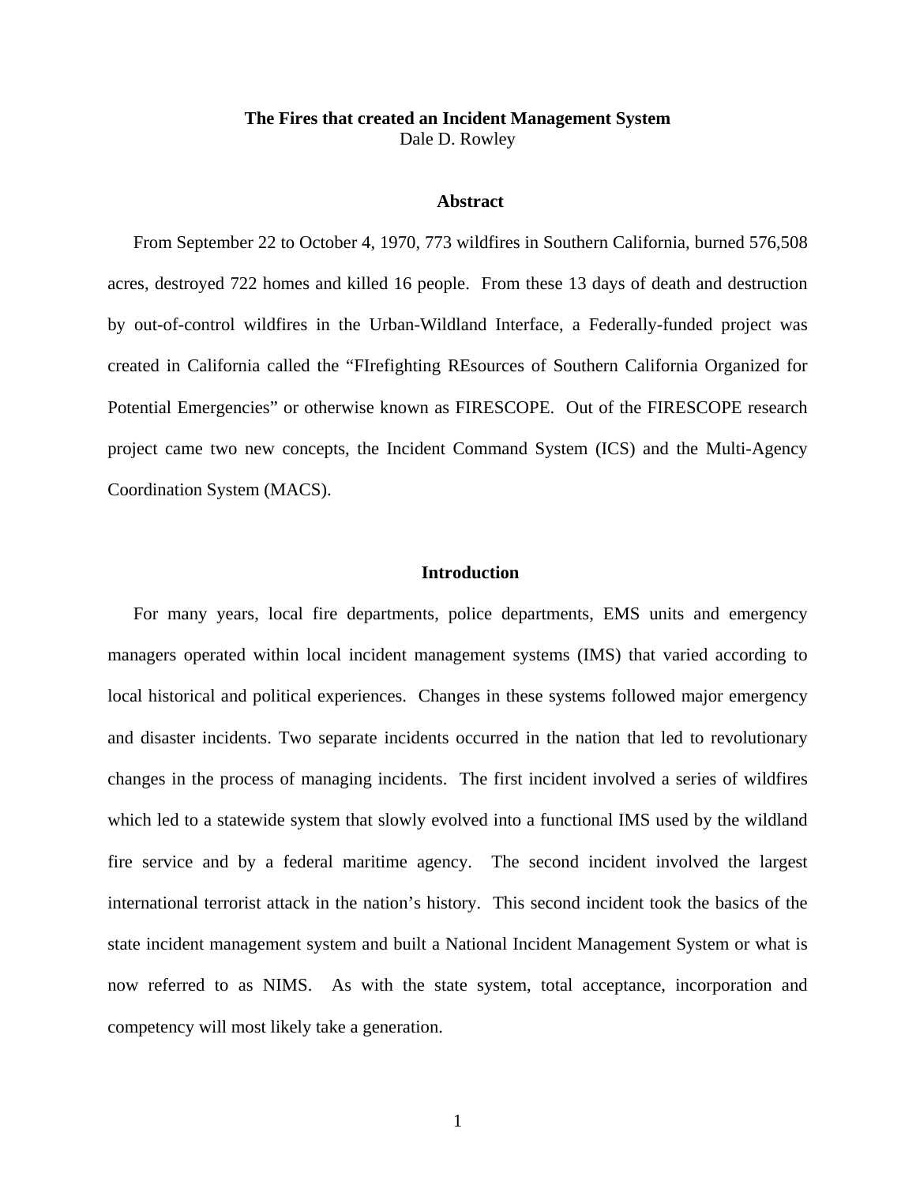# The Fires that created an Incident Management System

Dale D. Rowley

## Abstract

From September 22 to October 4, 1970, 773 wildfires in Southern California, burned 576,508 acres, destroyed 722 homes and killed 16 people. From these 13 days of death and destruction by out-of-control wildfires in the Urban-Wildland Interface, a Federally-funded project was created in California called the "FIrefighting REsources of Southern California Organized for Potential Emergencies" or otherwise known as FIRESCOPE. Out of the FIRESCOPE research project came two new concepts, the Incident Command System (ICS) and the Multi-Agency Coordination System (MACS).

## Introduction

For many years, local fire departments, police departments, EMS units and emergency managers operated within local incident management systems (IMS) that varied according to local historical and political experiences. Changes in these systems followed major emergency and disaster incidents. Two separate incidents occurred in the nation that led to revolutionary changes in the process of managing incidents. The first incident involved a series of wildfires which led to a statewide system that slowly evolved into a functional IMS used by the wildland fire service and by a federal maritime agency. The second incident involved the largest international terrorist attack in the nation's history. This second incident took the basics of the state incident management system and built a National Incident Management System or what is now referred to as NIMS. As with the state system, total acceptance, incorporation and competency will most likely take a generation.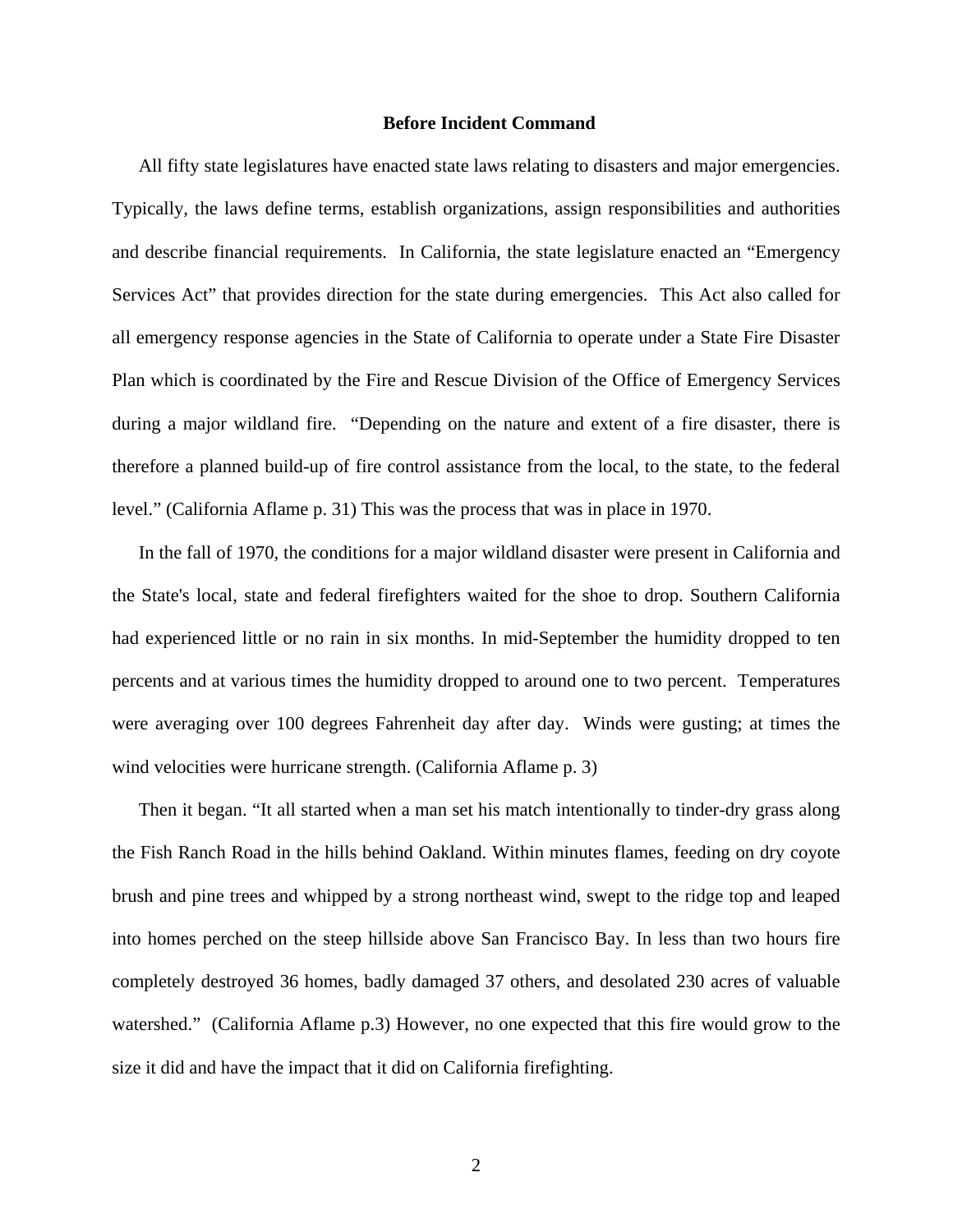### Before Incident Command

All fifty state legislatures have enacted state laws relating to disasters and major emergencies. Typically, the laws define terms, establish organizations, assign responsibilities and authorities and describe financial requirements. In California, the state legislature enacted an "Emergency Services Act" that provides direction for the state during emergencies. This Act also called for all emergency response agencies in the State of California to operate under a State Fire Disaster Plan which is coordinated by the Fire and Rescue Division of the Office of Emergency Services during a major wildland fire. "Depending on the nature and extent of a fire disaster, there is therefore a planned build-up of fire control assistance from the local, to the state, to the federal level." (California Aflame p. 31) This was the process that was in place in 1970.

In the fall of 1970, the conditions for a major wildland disaster were present in California and the State's local, state and federal firefighters waited for the shoe to drop. Southern California had experienced little or no rain in six months. In mid-September the humidity dropped to ten percents and at various times the humidity dropped to around one to two percent. Temperatures were averaging over 100 degrees Fahrenheit day after day. Winds were gusting; at times the wind velocities were hurricane strength. (California Aflame p. 3)

Then it began. "It all started when a man set his match intentionally to tinder-dry grass along the Fish Ranch Road in the hills behind Oakland. Within minutes flames, feeding on dry coyote brush and pine trees and whipped by a strong northeast wind, swept to the ridge top and leaped into homes perched on the steep hillside above San Francisco Bay. In less than two hours fire completely destroyed 36 homes, badly damaged 37 others, and desolated 230 acres of valuable watershed." (California Aflame p.3) However, no one expected that this fire would grow to the size it did and have the impact that it did on California firefighting.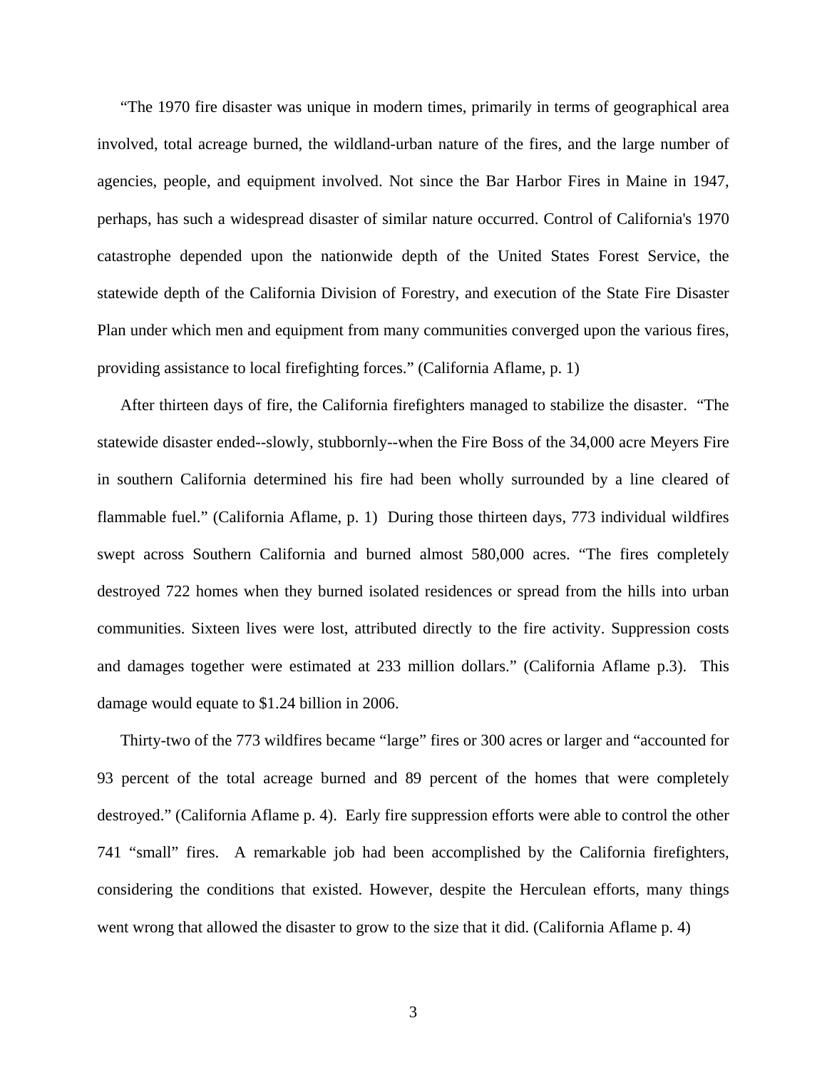"The 1970 fire disaster was unique in modern times, primarily in terms of geographical area involved, total acreage burned, the wildland-urban nature of the fires, and the large number of agencies, people, and equipment involved. Not since the Bar Harbor Fires in Maine in 1947, perhaps, has such a widespread disaster of similar nature occurred. Control of California's 1970 catastrophe depended upon the nationwide depth of the United States Forest Service, the statewide depth of the California Division of Forestry, and execution of the State Fire Disaster Plan under which men and equipment from many communities converged upon the various fires, providing assistance to local firefighting forces." (California Aflame, p. 1)

After thirteen days of fire, the California firefighters managed to stabilize the disaster. "The statewide disaster ended--slowly, stubbornly--when the Fire Boss of the 34,000 acre Meyers Fire in southern California determined his fire had been wholly surrounded by a line cleared of flammable fuel." (California Aflame, p. 1) During those thirteen days, 773 individual wildfires swept across Southern California and burned almost 580,000 acres. "The fires completely destroyed 722 homes when they burned isolated residences or spread from the hills into urban communities. Sixteen lives were lost, attributed directly to the fire activity. Suppression costs and damages together were estimated at 233 million dollars." (California Aflame p.3). This damage would equate to $1.24 billion in 2006.

Thirty-two of the 773 wildfires became "large" fires or 300 acres or larger and "accounted for 93 percent of the total acreage burned and 89 percent of the homes that were completely destroyed." (California Aflame p. 4). Early fire suppression efforts were able to control the other 741 "small" fires. A remarkable job had been accomplished by the California firefighters, considering the conditions that existed. However, despite the Herculean efforts, many things went wrong that allowed the disaster to grow to the size that it did. (California Aflame p. 4)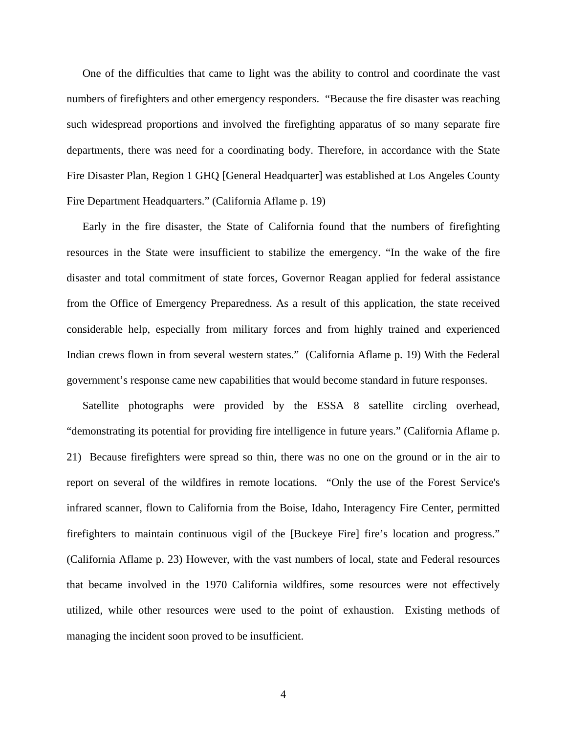One of the difficulties that came to light was the ability to control and coordinate the vast numbers of firefighters and other emergency responders. "Because the fire disaster was reaching such widespread proportions and involved the firefighting apparatus of so many separate fire departments, there was need for a coordinating body. Therefore, in accordance with the State Fire Disaster Plan, Region 1 GHQ [General Headquarter] was established at Los Angeles County Fire Department Headquarters." (California Aflame p. 19)

Early in the fire disaster, the State of California found that the numbers of firefighting resources in the State were insufficient to stabilize the emergency. "In the wake of the fire disaster and total commitment of state forces, Governor Reagan applied for federal assistance from the Office of Emergency Preparedness. As a result of this application, the state received considerable help, especially from military forces and from highly trained and experienced Indian crews flown in from several western states." (California Aflame p. 19) With the Federal government's response came new capabilities that would become standard in future responses.

Satellite photographs were provided by the ESSA 8 satellite circling overhead, "demonstrating its potential for providing fire intelligence in future years." (California Aflame p. 21) Because firefighters were spread so thin, there was no one on the ground or in the air to report on several of the wildfires in remote locations. "Only the use of the Forest Service's infrared scanner, flown to California from the Boise, Idaho, Interagency Fire Center, permitted firefighters to maintain continuous vigil of the [Buckeye Fire] fire's location and progress." (California Aflame p. 23) However, with the vast numbers of local, state and Federal resources that became involved in the 1970 California wildfires, some resources were not effectively utilized, while other resources were used to the point of exhaustion. Existing methods of managing the incident soon proved to be insufficient.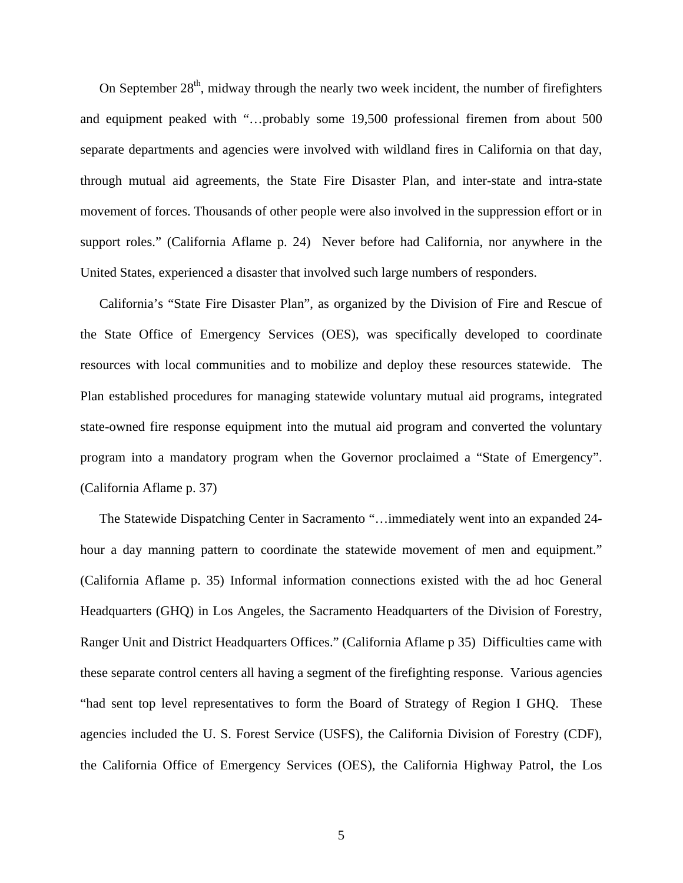On September 28th, midway through the nearly two week incident, the number of firefighters and equipment peaked with "…probably some 19,500 professional firemen from about 500 separate departments and agencies were involved with wildland fires in California on that day, through mutual aid agreements, the State Fire Disaster Plan, and inter-state and intra-state movement of forces. Thousands of other people were also involved in the suppression effort or in support roles." (California Aflame p. 24) Never before had California, nor anywhere in the United States, experienced a disaster that involved such large numbers of responders.

California's "State Fire Disaster Plan", as organized by the Division of Fire and Rescue of the State Office of Emergency Services (OES), was specifically developed to coordinate resources with local communities and to mobilize and deploy these resources statewide. The Plan established procedures for managing statewide voluntary mutual aid programs, integrated state-owned fire response equipment into the mutual aid program and converted the voluntary program into a mandatory program when the Governor proclaimed a "State of Emergency". (California Aflame p. 37)

The Statewide Dispatching Center in Sacramento "…immediately went into an expanded 24-hour a day manning pattern to coordinate the statewide movement of men and equipment." (California Aflame p. 35) Informal information connections existed with the ad hoc General Headquarters (GHQ) in Los Angeles, the Sacramento Headquarters of the Division of Forestry, Ranger Unit and District Headquarters Offices." (California Aflame p 35) Difficulties came with these separate control centers all having a segment of the firefighting response. Various agencies "had sent top level representatives to form the Board of Strategy of Region I GHQ. These agencies included the U. S. Forest Service (USFS), the California Division of Forestry (CDF), the California Office of Emergency Services (OES), the California Highway Patrol, the Los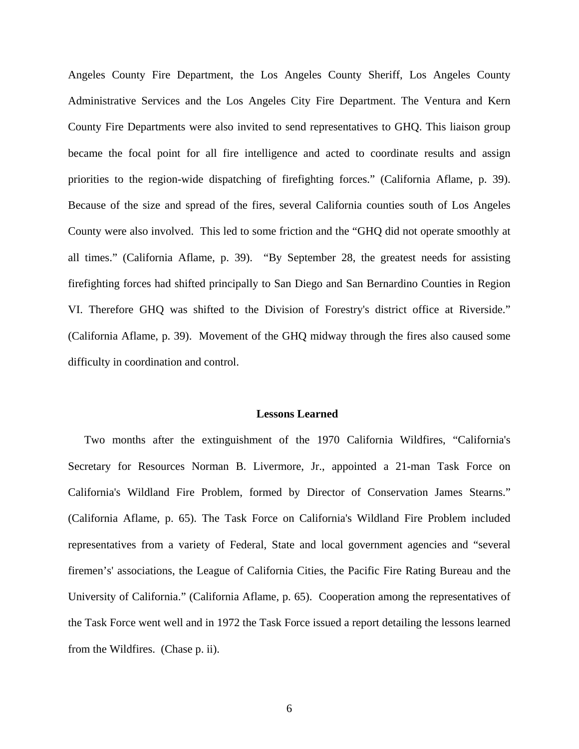Angeles County Fire Department, the Los Angeles County Sheriff, Los Angeles County Administrative Services and the Los Angeles City Fire Department. The Ventura and Kern County Fire Departments were also invited to send representatives to GHQ. This liaison group became the focal point for all fire intelligence and acted to coordinate results and assign priorities to the region-wide dispatching of firefighting forces." (California Aflame, p. 39). Because of the size and spread of the fires, several California counties south of Los Angeles County were also involved. This led to some friction and the "GHQ did not operate smoothly at all times." (California Aflame, p. 39). "By September 28, the greatest needs for assisting firefighting forces had shifted principally to San Diego and San Bernardino Counties in Region VI. Therefore GHQ was shifted to the Division of Forestry's district office at Riverside." (California Aflame, p. 39). Movement of the GHQ midway through the fires also caused some difficulty in coordination and control.

## Lessons Learned

Two months after the extinguishment of the 1970 California Wildfires, "California's Secretary for Resources Norman B. Livermore, Jr., appointed a 21-man Task Force on California's Wildland Fire Problem, formed by Director of Conservation James Stearns." (California Aflame, p. 65). The Task Force on California's Wildland Fire Problem included representatives from a variety of Federal, State and local government agencies and "several firemen's' associations, the League of California Cities, the Pacific Fire Rating Bureau and the University of California." (California Aflame, p. 65). Cooperation among the representatives of the Task Force went well and in 1972 the Task Force issued a report detailing the lessons learned from the Wildfires. (Chase p. ii).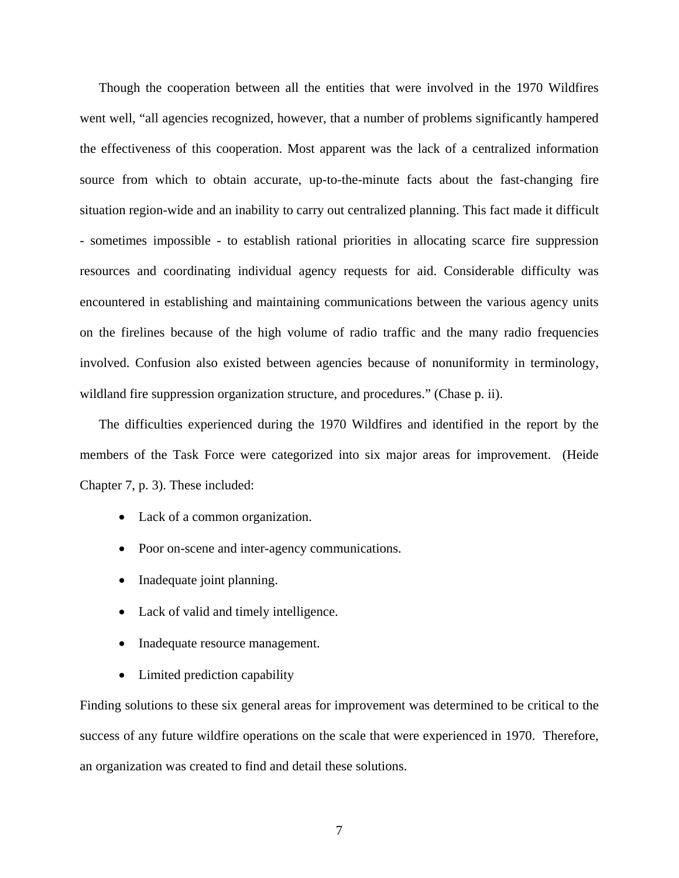Though the cooperation between all the entities that were involved in the 1970 Wildfires went well, "all agencies recognized, however, that a number of problems significantly hampered the effectiveness of this cooperation. Most apparent was the lack of a centralized information source from which to obtain accurate, up-to-the-minute facts about the fast-changing fire situation region-wide and an inability to carry out centralized planning. This fact made it difficult - sometimes impossible - to establish rational priorities in allocating scarce fire suppression resources and coordinating individual agency requests for aid. Considerable difficulty was encountered in establishing and maintaining communications between the various agency units on the firelines because of the high volume of radio traffic and the many radio frequencies involved. Confusion also existed between agencies because of nonuniformity in terminology, wildland fire suppression organization structure, and procedures." (Chase p. ii).

The difficulties experienced during the 1970 Wildfires and identified in the report by the members of the Task Force were categorized into six major areas for improvement. (Heide Chapter 7, p. 3). These included:

- Lack of a common organization.
- Poor on-scene and inter-agency communications.
- Inadequate joint planning.
- Lack of valid and timely intelligence.
- Inadequate resource management.
- Limited prediction capability

Finding solutions to these six general areas for improvement was determined to be critical to the success of any future wildfire operations on the scale that were experienced in 1970. Therefore, an organization was created to find and detail these solutions.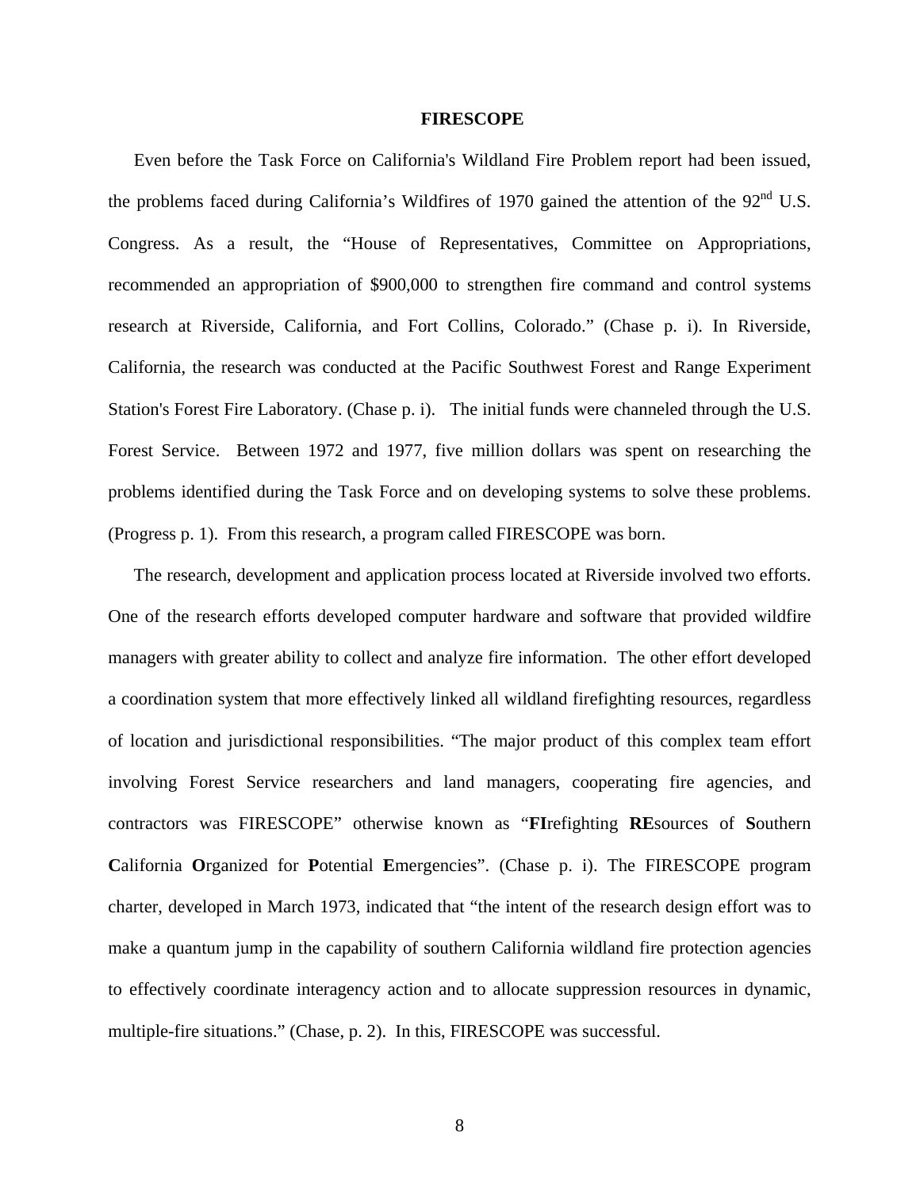# FIRESCOPE

Even before the Task Force on California's Wildland Fire Problem report had been issued, the problems faced during California's Wildfires of 1970 gained the attention of the 92nd U.S. Congress. As a result, the "House of Representatives, Committee on Appropriations, recommended an appropriation of $900,000 to strengthen fire command and control systems research at Riverside, California, and Fort Collins, Colorado." (Chase p. i). In Riverside, California, the research was conducted at the Pacific Southwest Forest and Range Experiment Station's Forest Fire Laboratory. (Chase p. i). The initial funds were channeled through the U.S. Forest Service. Between 1972 and 1977, five million dollars was spent on researching the problems identified during the Task Force and on developing systems to solve these problems. (Progress p. 1). From this research, a program called FIRESCOPE was born.

The research, development and application process located at Riverside involved two efforts. One of the research efforts developed computer hardware and software that provided wildfire managers with greater ability to collect and analyze fire information. The other effort developed a coordination system that more effectively linked all wildland firefighting resources, regardless of location and jurisdictional responsibilities. "The major product of this complex team effort involving Forest Service researchers and land managers, cooperating fire agencies, and contractors was FIRESCOPE" otherwise known as "**FI**refighting **RE**sources of **S**outhern **C**alifornia **O**rganized for **P**otential **E**mergencies". (Chase p. i). The FIRESCOPE program charter, developed in March 1973, indicated that "the intent of the research design effort was to make a quantum jump in the capability of southern California wildland fire protection agencies to effectively coordinate interagency action and to allocate suppression resources in dynamic, multiple-fire situations." (Chase, p. 2). In this, FIRESCOPE was successful.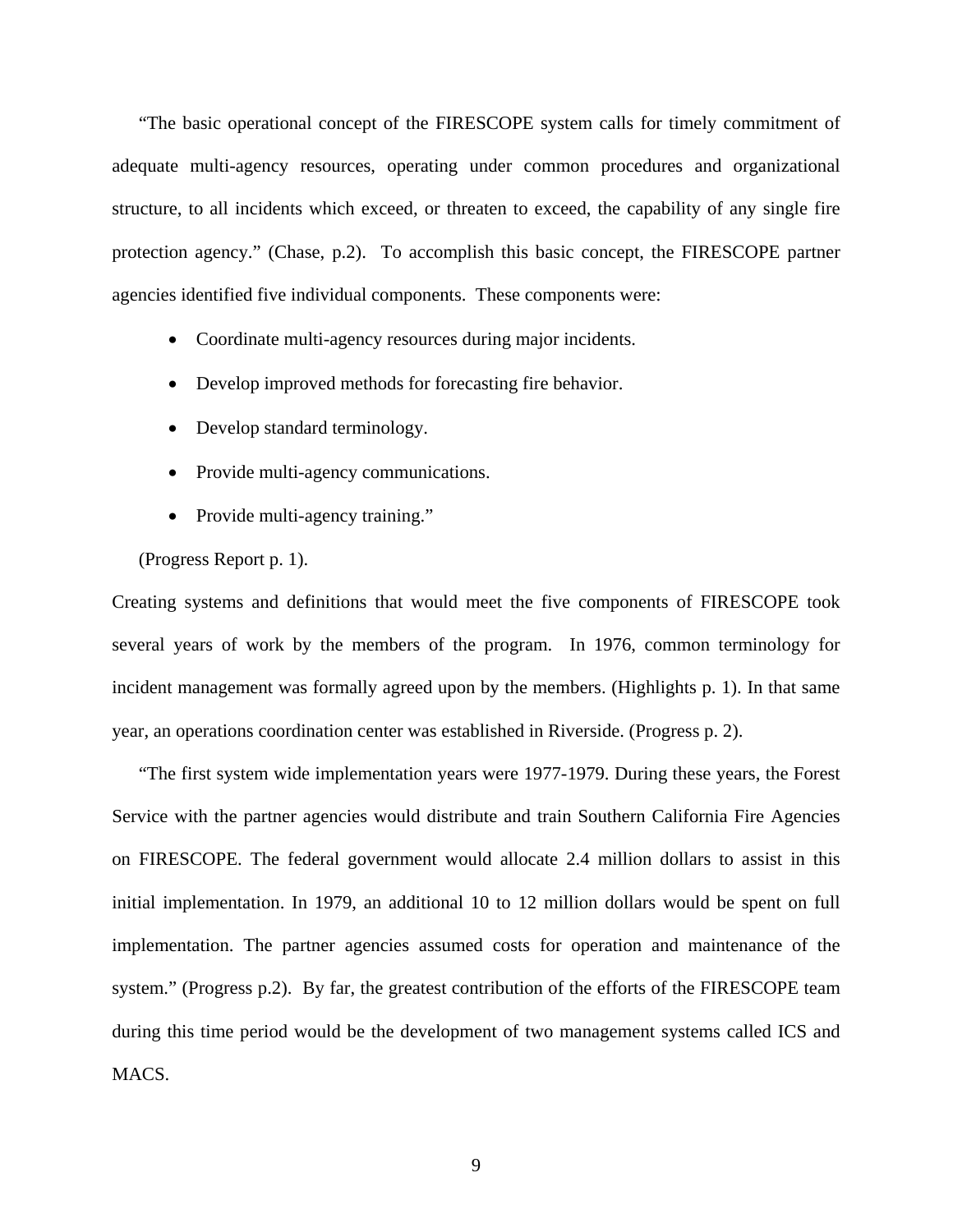"The basic operational concept of the FIRESCOPE system calls for timely commitment of adequate multi-agency resources, operating under common procedures and organizational structure, to all incidents which exceed, or threaten to exceed, the capability of any single fire protection agency." (Chase, p.2). To accomplish this basic concept, the FIRESCOPE partner agencies identified five individual components. These components were:

- Coordinate multi-agency resources during major incidents.
- Develop improved methods for forecasting fire behavior.
- Develop standard terminology.
- Provide multi-agency communications.
- Provide multi-agency training."

(Progress Report p. 1).

Creating systems and definitions that would meet the five components of FIRESCOPE took several years of work by the members of the program. In 1976, common terminology for incident management was formally agreed upon by the members. (Highlights p. 1). In that same year, an operations coordination center was established in Riverside. (Progress p. 2).

"The first system wide implementation years were 1977-1979. During these years, the Forest Service with the partner agencies would distribute and train Southern California Fire Agencies on FIRESCOPE. The federal government would allocate 2.4 million dollars to assist in this initial implementation. In 1979, an additional 10 to 12 million dollars would be spent on full implementation. The partner agencies assumed costs for operation and maintenance of the system." (Progress p.2). By far, the greatest contribution of the efforts of the FIRESCOPE team during this time period would be the development of two management systems called ICS and MACS.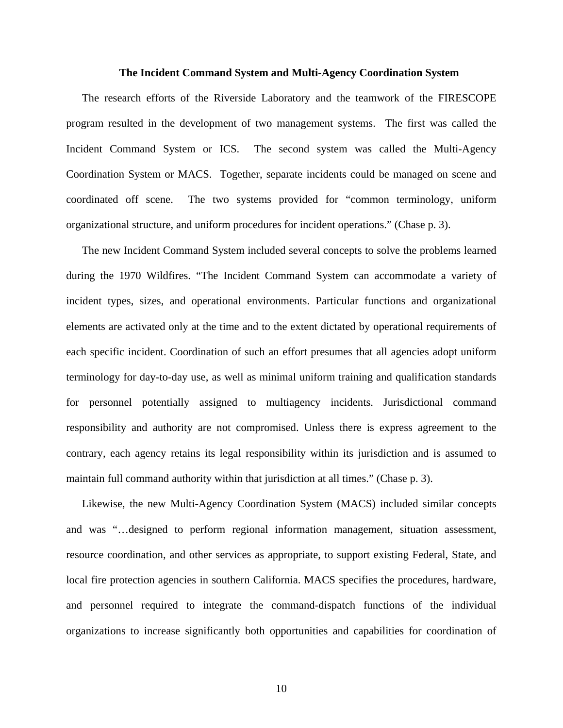## The Incident Command System and Multi-Agency Coordination System

The research efforts of the Riverside Laboratory and the teamwork of the FIRESCOPE program resulted in the development of two management systems. The first was called the Incident Command System or ICS. The second system was called the Multi-Agency Coordination System or MACS. Together, separate incidents could be managed on scene and coordinated off scene. The two systems provided for "common terminology, uniform organizational structure, and uniform procedures for incident operations." (Chase p. 3).

The new Incident Command System included several concepts to solve the problems learned during the 1970 Wildfires. "The Incident Command System can accommodate a variety of incident types, sizes, and operational environments. Particular functions and organizational elements are activated only at the time and to the extent dictated by operational requirements of each specific incident. Coordination of such an effort presumes that all agencies adopt uniform terminology for day-to-day use, as well as minimal uniform training and qualification standards for personnel potentially assigned to multiagency incidents. Jurisdictional command responsibility and authority are not compromised. Unless there is express agreement to the contrary, each agency retains its legal responsibility within its jurisdiction and is assumed to maintain full command authority within that jurisdiction at all times." (Chase p. 3).

Likewise, the new Multi-Agency Coordination System (MACS) included similar concepts and was "…designed to perform regional information management, situation assessment, resource coordination, and other services as appropriate, to support existing Federal, State, and local fire protection agencies in southern California. MACS specifies the procedures, hardware, and personnel required to integrate the command-dispatch functions of the individual organizations to increase significantly both opportunities and capabilities for coordination of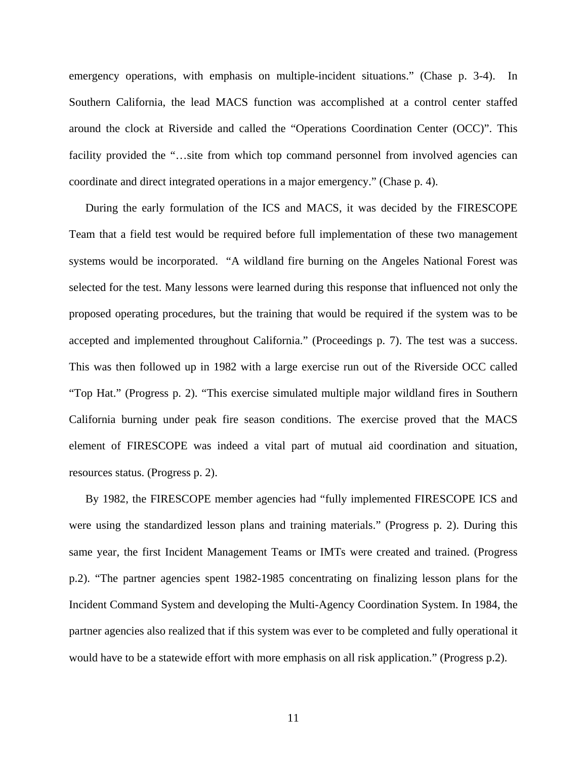emergency operations, with emphasis on multiple-incident situations." (Chase p. 3-4). In Southern California, the lead MACS function was accomplished at a control center staffed around the clock at Riverside and called the "Operations Coordination Center (OCC)". This facility provided the "…site from which top command personnel from involved agencies can coordinate and direct integrated operations in a major emergency." (Chase p. 4).

During the early formulation of the ICS and MACS, it was decided by the FIRESCOPE Team that a field test would be required before full implementation of these two management systems would be incorporated. "A wildland fire burning on the Angeles National Forest was selected for the test. Many lessons were learned during this response that influenced not only the proposed operating procedures, but the training that would be required if the system was to be accepted and implemented throughout California." (Proceedings p. 7). The test was a success. This was then followed up in 1982 with a large exercise run out of the Riverside OCC called "Top Hat." (Progress p. 2). "This exercise simulated multiple major wildland fires in Southern California burning under peak fire season conditions. The exercise proved that the MACS element of FIRESCOPE was indeed a vital part of mutual aid coordination and situation, resources status. (Progress p. 2).

By 1982, the FIRESCOPE member agencies had "fully implemented FIRESCOPE ICS and were using the standardized lesson plans and training materials." (Progress p. 2). During this same year, the first Incident Management Teams or IMTs were created and trained. (Progress p.2). "The partner agencies spent 1982-1985 concentrating on finalizing lesson plans for the Incident Command System and developing the Multi-Agency Coordination System. In 1984, the partner agencies also realized that if this system was ever to be completed and fully operational it would have to be a statewide effort with more emphasis on all risk application." (Progress p.2).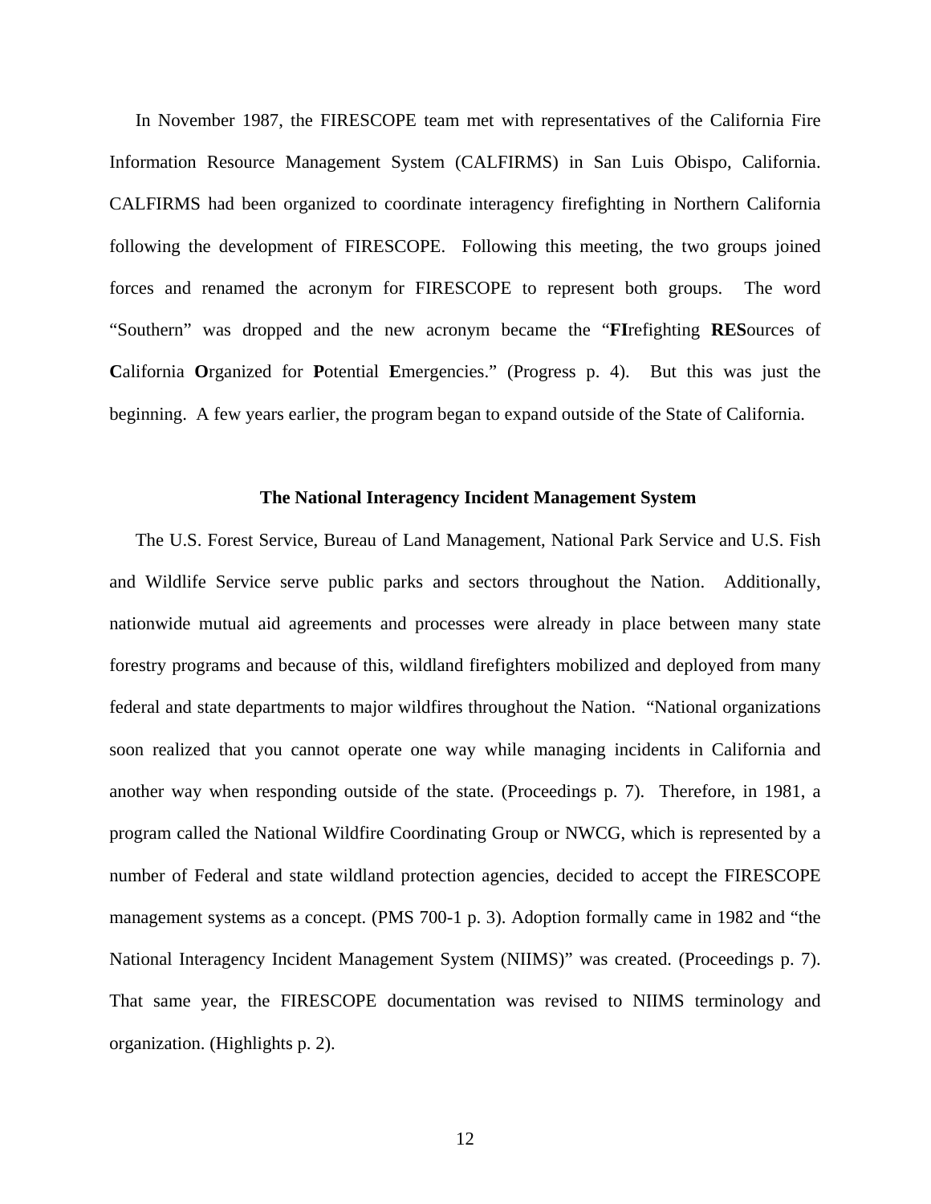In November 1987, the FIRESCOPE team met with representatives of the California Fire Information Resource Management System (CALFIRMS) in San Luis Obispo, California. CALFIRMS had been organized to coordinate interagency firefighting in Northern California following the development of FIRESCOPE. Following this meeting, the two groups joined forces and renamed the acronym for FIRESCOPE to represent both groups. The word "Southern" was dropped and the new acronym became the "**FI**refighting **RES**ources of **C**alifornia **O**rganized for **P**otential **E**mergencies." (Progress p. 4). But this was just the beginning. A few years earlier, the program began to expand outside of the State of California.

## The National Interagency Incident Management System

The U.S. Forest Service, Bureau of Land Management, National Park Service and U.S. Fish and Wildlife Service serve public parks and sectors throughout the Nation. Additionally, nationwide mutual aid agreements and processes were already in place between many state forestry programs and because of this, wildland firefighters mobilized and deployed from many federal and state departments to major wildfires throughout the Nation. "National organizations soon realized that you cannot operate one way while managing incidents in California and another way when responding outside of the state. (Proceedings p. 7). Therefore, in 1981, a program called the National Wildfire Coordinating Group or NWCG, which is represented by a number of Federal and state wildland protection agencies, decided to accept the FIRESCOPE management systems as a concept. (PMS 700-1 p. 3). Adoption formally came in 1982 and "the National Interagency Incident Management System (NIIMS)" was created. (Proceedings p. 7). That same year, the FIRESCOPE documentation was revised to NIIMS terminology and organization. (Highlights p. 2).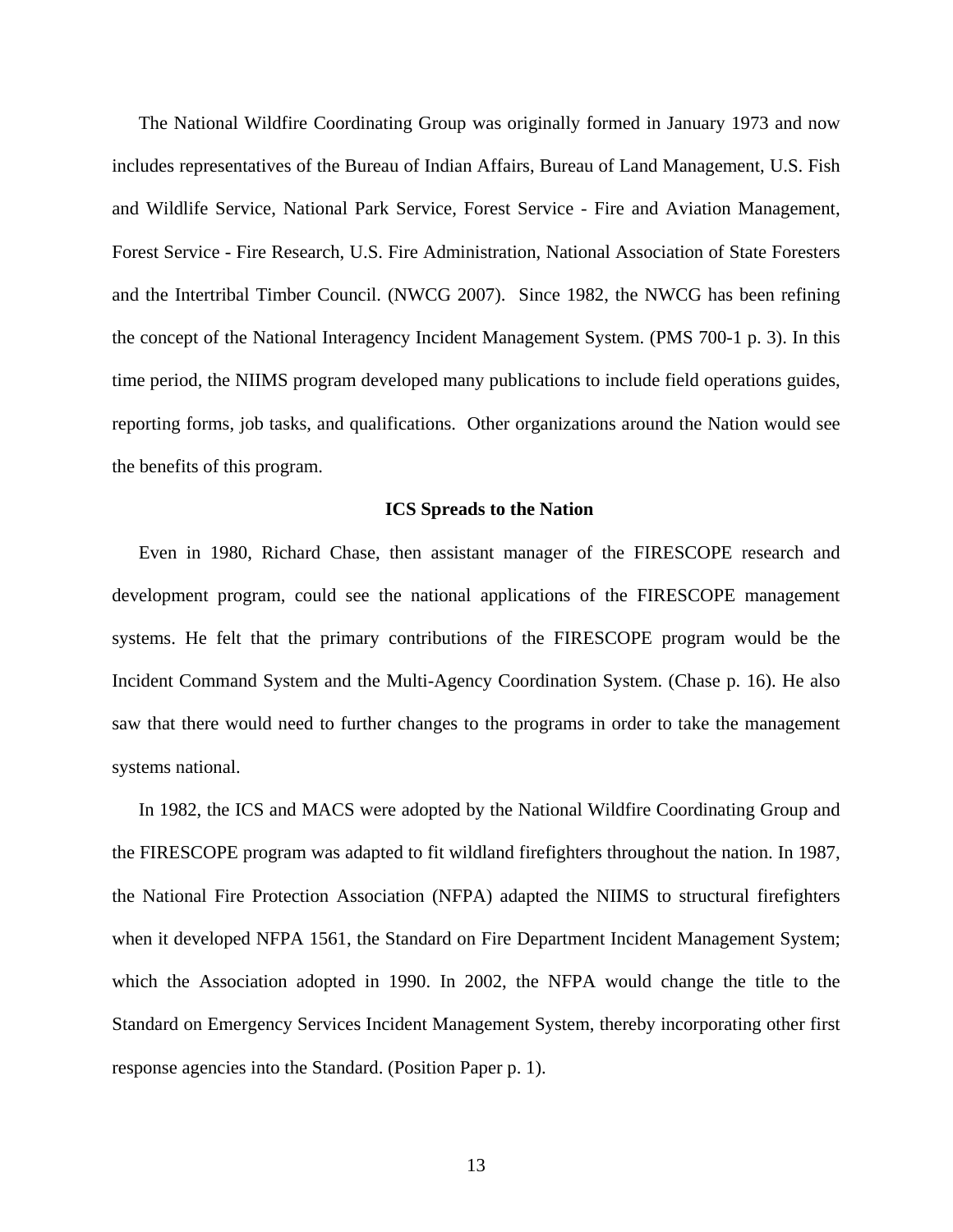The National Wildfire Coordinating Group was originally formed in January 1973 and now includes representatives of the Bureau of Indian Affairs, Bureau of Land Management, U.S. Fish and Wildlife Service, National Park Service, Forest Service - Fire and Aviation Management, Forest Service - Fire Research, U.S. Fire Administration, National Association of State Foresters and the Intertribal Timber Council. (NWCG 2007). Since 1982, the NWCG has been refining the concept of the National Interagency Incident Management System. (PMS 700-1 p. 3). In this time period, the NIIMS program developed many publications to include field operations guides, reporting forms, job tasks, and qualifications. Other organizations around the Nation would see the benefits of this program.

## ICS Spreads to the Nation

Even in 1980, Richard Chase, then assistant manager of the FIRESCOPE research and development program, could see the national applications of the FIRESCOPE management systems. He felt that the primary contributions of the FIRESCOPE program would be the Incident Command System and the Multi-Agency Coordination System. (Chase p. 16). He also saw that there would need to further changes to the programs in order to take the management systems national.

In 1982, the ICS and MACS were adopted by the National Wildfire Coordinating Group and the FIRESCOPE program was adapted to fit wildland firefighters throughout the nation. In 1987, the National Fire Protection Association (NFPA) adapted the NIIMS to structural firefighters when it developed NFPA 1561, the Standard on Fire Department Incident Management System; which the Association adopted in 1990. In 2002, the NFPA would change the title to the Standard on Emergency Services Incident Management System, thereby incorporating other first response agencies into the Standard. (Position Paper p. 1).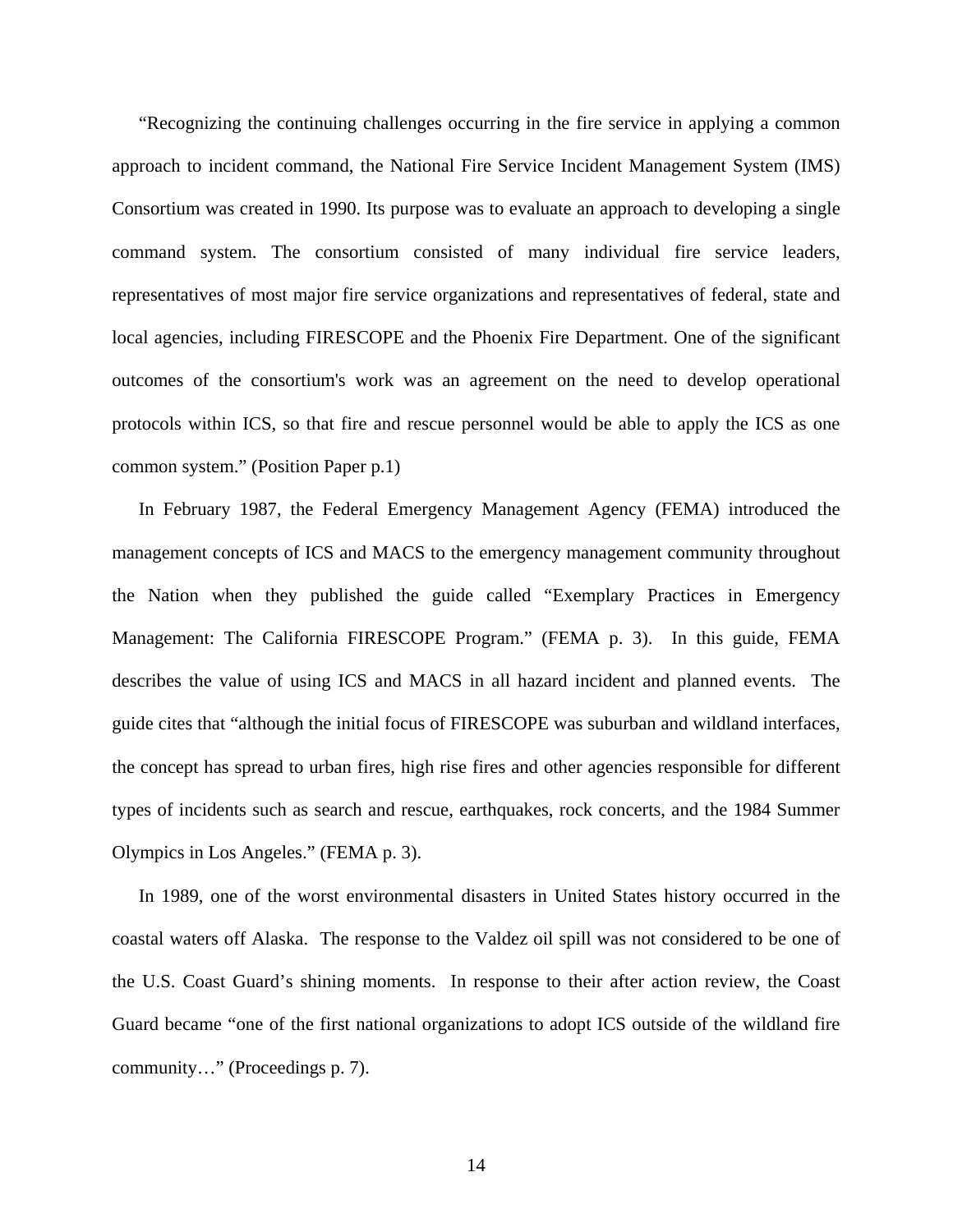"Recognizing the continuing challenges occurring in the fire service in applying a common approach to incident command, the National Fire Service Incident Management System (IMS) Consortium was created in 1990. Its purpose was to evaluate an approach to developing a single command system. The consortium consisted of many individual fire service leaders, representatives of most major fire service organizations and representatives of federal, state and local agencies, including FIRESCOPE and the Phoenix Fire Department. One of the significant outcomes of the consortium's work was an agreement on the need to develop operational protocols within ICS, so that fire and rescue personnel would be able to apply the ICS as one common system." (Position Paper p.1)

In February 1987, the Federal Emergency Management Agency (FEMA) introduced the management concepts of ICS and MACS to the emergency management community throughout the Nation when they published the guide called "Exemplary Practices in Emergency Management: The California FIRESCOPE Program." (FEMA p. 3). In this guide, FEMA describes the value of using ICS and MACS in all hazard incident and planned events. The guide cites that "although the initial focus of FIRESCOPE was suburban and wildland interfaces, the concept has spread to urban fires, high rise fires and other agencies responsible for different types of incidents such as search and rescue, earthquakes, rock concerts, and the 1984 Summer Olympics in Los Angeles." (FEMA p. 3).

In 1989, one of the worst environmental disasters in United States history occurred in the coastal waters off Alaska. The response to the Valdez oil spill was not considered to be one of the U.S. Coast Guard's shining moments. In response to their after action review, the Coast Guard became "one of the first national organizations to adopt ICS outside of the wildland fire community…" (Proceedings p. 7).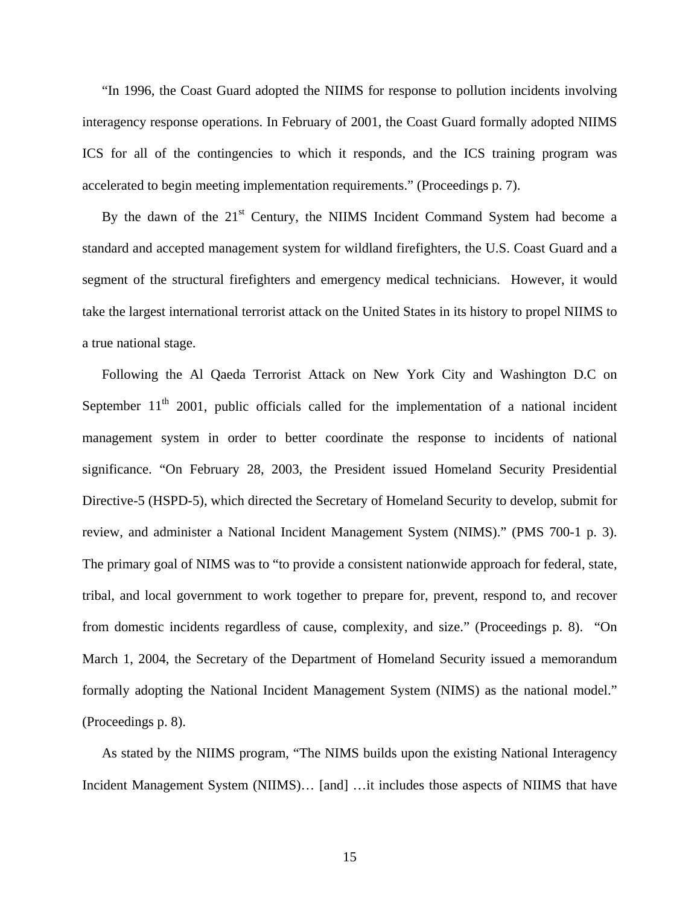"In 1996, the Coast Guard adopted the NIIMS for response to pollution incidents involving interagency response operations. In February of 2001, the Coast Guard formally adopted NIIMS ICS for all of the contingencies to which it responds, and the ICS training program was accelerated to begin meeting implementation requirements." (Proceedings p. 7).

By the dawn of the 21st Century, the NIIMS Incident Command System had become a standard and accepted management system for wildland firefighters, the U.S. Coast Guard and a segment of the structural firefighters and emergency medical technicians. However, it would take the largest international terrorist attack on the United States in its history to propel NIIMS to a true national stage.

Following the Al Qaeda Terrorist Attack on New York City and Washington D.C on September 11th 2001, public officials called for the implementation of a national incident management system in order to better coordinate the response to incidents of national significance. "On February 28, 2003, the President issued Homeland Security Presidential Directive-5 (HSPD-5), which directed the Secretary of Homeland Security to develop, submit for review, and administer a National Incident Management System (NIMS)." (PMS 700-1 p. 3). The primary goal of NIMS was to "to provide a consistent nationwide approach for federal, state, tribal, and local government to work together to prepare for, prevent, respond to, and recover from domestic incidents regardless of cause, complexity, and size." (Proceedings p. 8). "On March 1, 2004, the Secretary of the Department of Homeland Security issued a memorandum formally adopting the National Incident Management System (NIMS) as the national model." (Proceedings p. 8).

As stated by the NIIMS program, "The NIMS builds upon the existing National Interagency Incident Management System (NIIMS)… [and] …it includes those aspects of NIIMS that have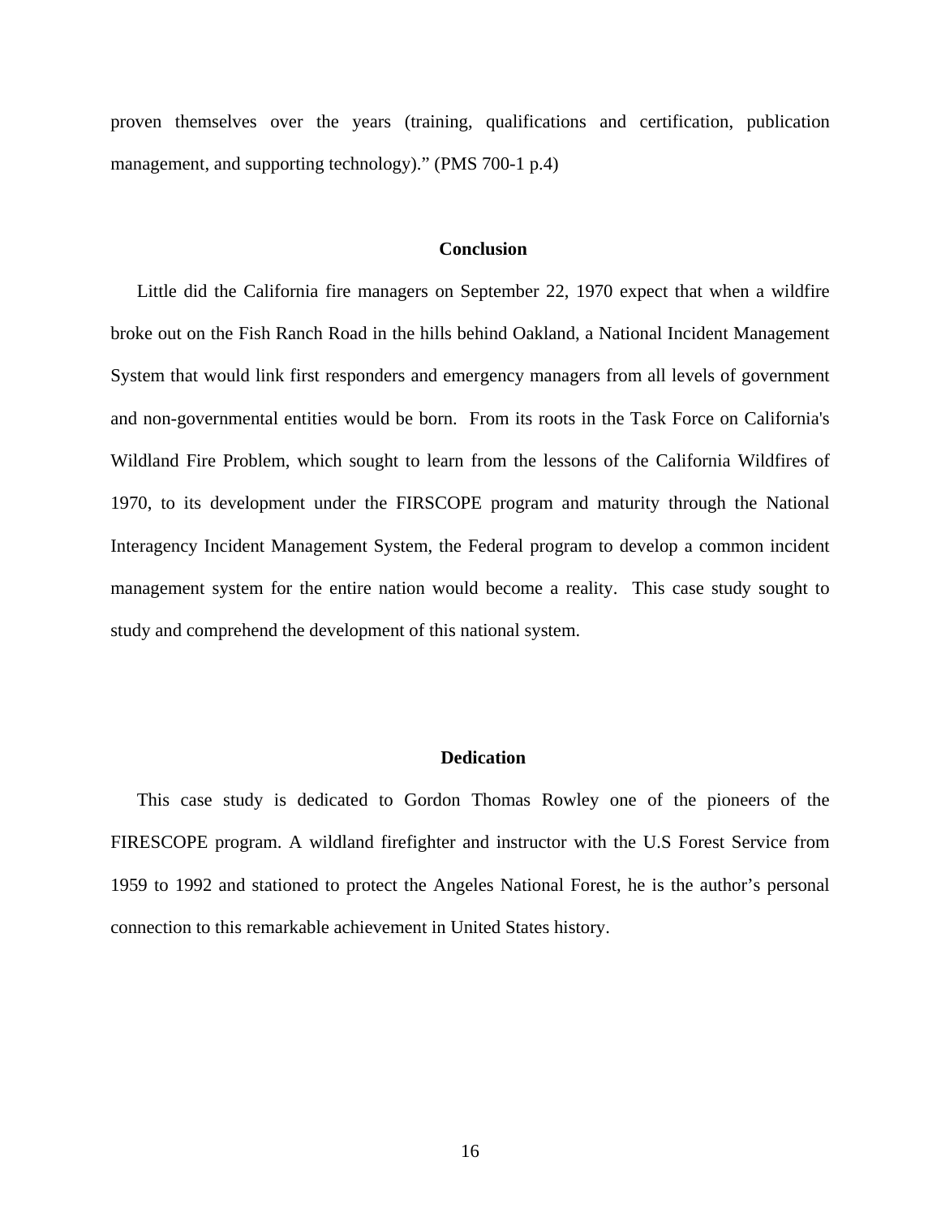proven themselves over the years (training, qualifications and certification, publication management, and supporting technology).” (PMS 700-1 p.4)

## Conclusion

Little did the California fire managers on September 22, 1970 expect that when a wildfire broke out on the Fish Ranch Road in the hills behind Oakland, a National Incident Management System that would link first responders and emergency managers from all levels of government and non-governmental entities would be born. From its roots in the Task Force on California's Wildland Fire Problem, which sought to learn from the lessons of the California Wildfires of 1970, to its development under the FIRSCOPE program and maturity through the National Interagency Incident Management System, the Federal program to develop a common incident management system for the entire nation would become a reality. This case study sought to study and comprehend the development of this national system.

## Dedication

This case study is dedicated to Gordon Thomas Rowley one of the pioneers of the FIRESCOPE program. A wildland firefighter and instructor with the U.S Forest Service from 1959 to 1992 and stationed to protect the Angeles National Forest, he is the author’s personal connection to this remarkable achievement in United States history.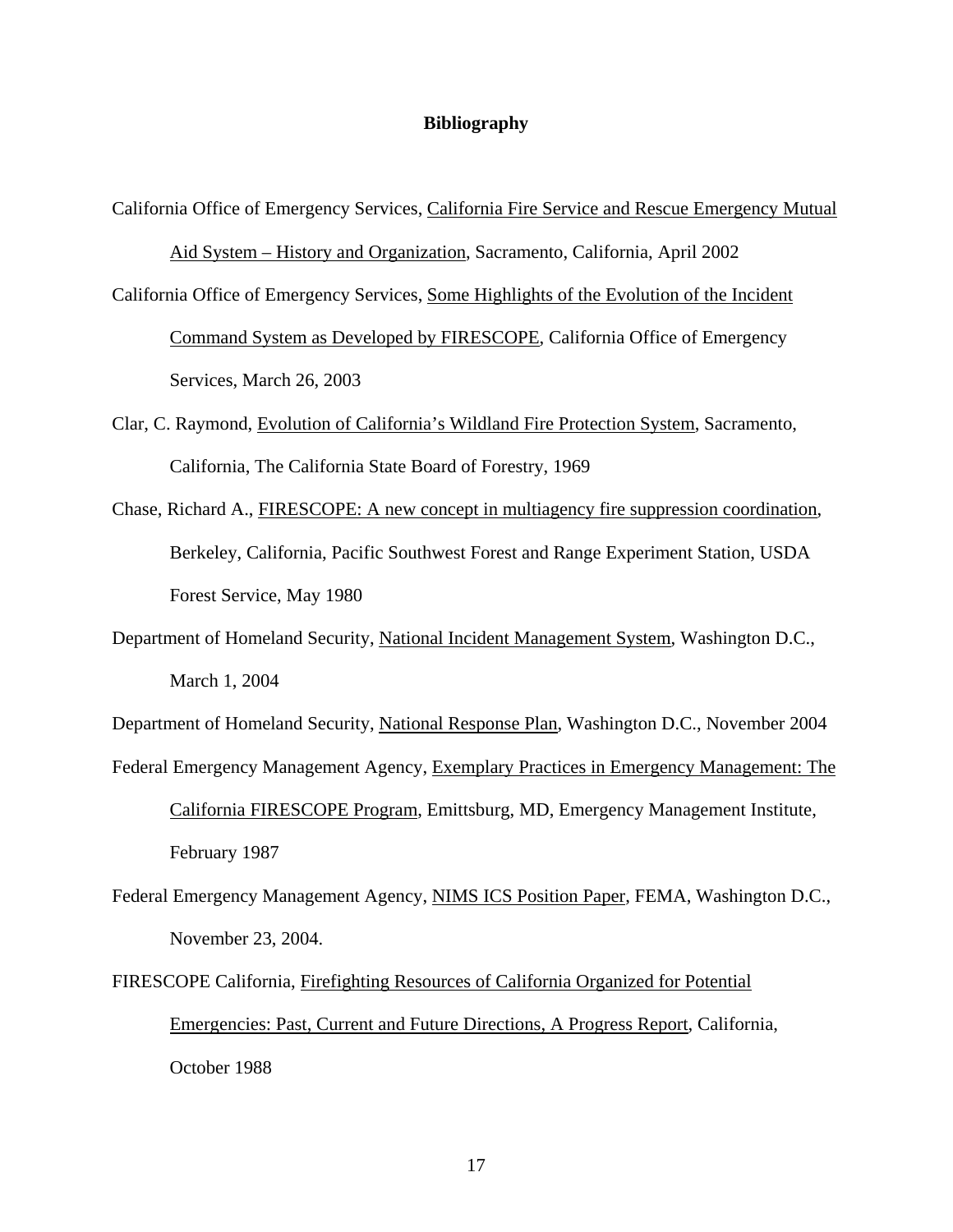# Bibliography

California Office of Emergency Services, California Fire Service and Rescue Emergency Mutual Aid System – History and Organization, Sacramento, California, April 2002

California Office of Emergency Services, Some Highlights of the Evolution of the Incident Command System as Developed by FIRESCOPE, California Office of Emergency Services, March 26, 2003

Clar, C. Raymond, Evolution of California's Wildland Fire Protection System, Sacramento, California, The California State Board of Forestry, 1969

Chase, Richard A., FIRESCOPE: A new concept in multiagency fire suppression coordination, Berkeley, California, Pacific Southwest Forest and Range Experiment Station, USDA Forest Service, May 1980

Department of Homeland Security, National Incident Management System, Washington D.C., March 1, 2004

Department of Homeland Security, National Response Plan, Washington D.C., November 2004

Federal Emergency Management Agency, Exemplary Practices in Emergency Management: The California FIRESCOPE Program, Emittsburg, MD, Emergency Management Institute, February 1987

Federal Emergency Management Agency, NIMS ICS Position Paper, FEMA, Washington D.C., November 23, 2004.

FIRESCOPE California, Firefighting Resources of California Organized for Potential Emergencies: Past, Current and Future Directions, A Progress Report, California, October 1988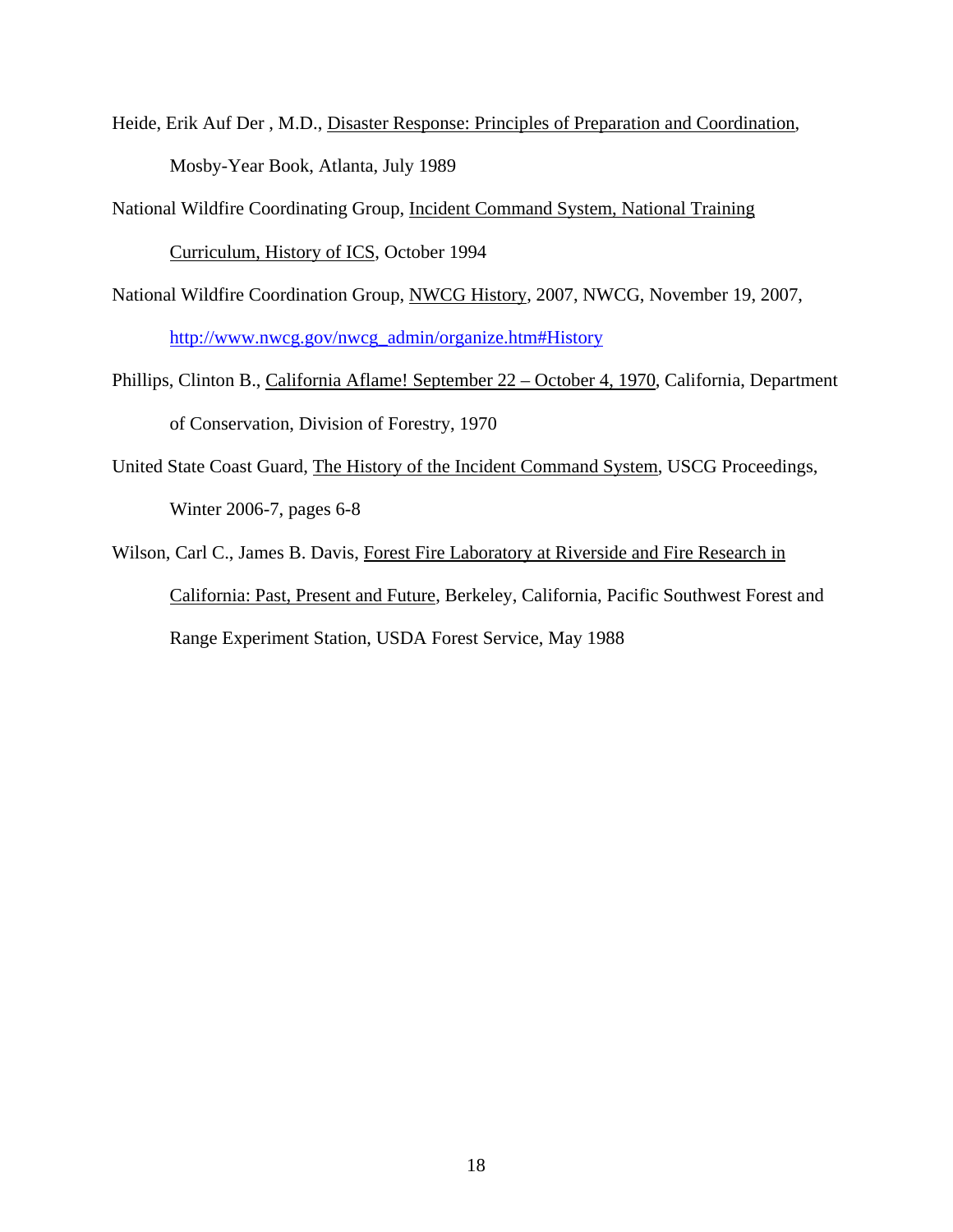Heide, Erik Auf Der , M.D., Disaster Response: Principles of Preparation and Coordination, Mosby-Year Book, Atlanta, July 1989

National Wildfire Coordinating Group, Incident Command System, National Training Curriculum, History of ICS, October 1994

National Wildfire Coordination Group, NWCG History, 2007, NWCG, November 19, 2007, http://www.nwcg.gov/nwcg_admin/organize.htm#History

Phillips, Clinton B., California Aflame! September 22 – October 4, 1970, California, Department of Conservation, Division of Forestry, 1970

United State Coast Guard, The History of the Incident Command System, USCG Proceedings, Winter 2006-7, pages 6-8

Wilson, Carl C., James B. Davis, Forest Fire Laboratory at Riverside and Fire Research in California: Past, Present and Future, Berkeley, California, Pacific Southwest Forest and Range Experiment Station, USDA Forest Service, May 1988